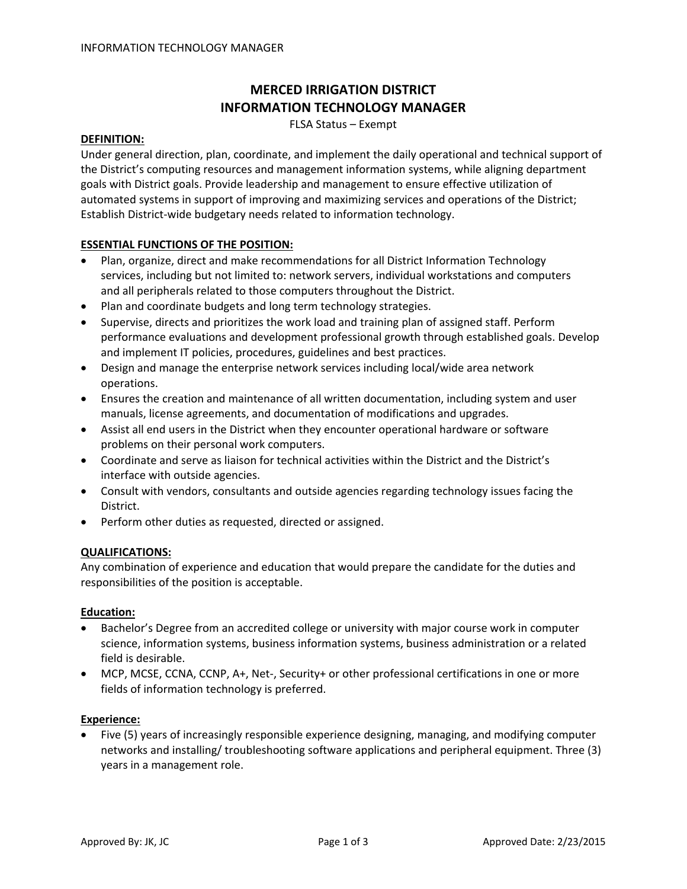# MERCED IRRIGATION DISTRICT
# INFORMATION TECHNOLOGY MANAGER

FLSA Status – Exempt

**DEFINITION:**

Under general direction, plan, coordinate, and implement the daily operational and technical support of the District's computing resources and management information systems, while aligning department goals with District goals. Provide leadership and management to ensure effective utilization of automated systems in support of improving and maximizing services and operations of the District; Establish District-wide budgetary needs related to information technology.

**ESSENTIAL FUNCTIONS OF THE POSITION:**

- Plan, organize, direct and make recommendations for all District Information Technology services, including but not limited to: network servers, individual workstations and computers and all peripherals related to those computers throughout the District.
- Plan and coordinate budgets and long term technology strategies.
- Supervise, directs and prioritizes the work load and training plan of assigned staff. Perform performance evaluations and development professional growth through established goals. Develop and implement IT policies, procedures, guidelines and best practices.
- Design and manage the enterprise network services including local/wide area network operations.
- Ensures the creation and maintenance of all written documentation, including system and user manuals, license agreements, and documentation of modifications and upgrades.
- Assist all end users in the District when they encounter operational hardware or software problems on their personal work computers.
- Coordinate and serve as liaison for technical activities within the District and the District's interface with outside agencies.
- Consult with vendors, consultants and outside agencies regarding technology issues facing the District.
- Perform other duties as requested, directed or assigned.

**QUALIFICATIONS:**

Any combination of experience and education that would prepare the candidate for the duties and responsibilities of the position is acceptable.

**Education:**

- Bachelor's Degree from an accredited college or university with major course work in computer science, information systems, business information systems, business administration or a related field is desirable.
- MCP, MCSE, CCNA, CCNP, A+, Net-, Security+ or other professional certifications in one or more fields of information technology is preferred.

**Experience:**

- Five (5) years of increasingly responsible experience designing, managing, and modifying computer networks and installing/ troubleshooting software applications and peripheral equipment. Three (3) years in a management role.

Approved By: JK, JC

Approved Date: 2/23/2015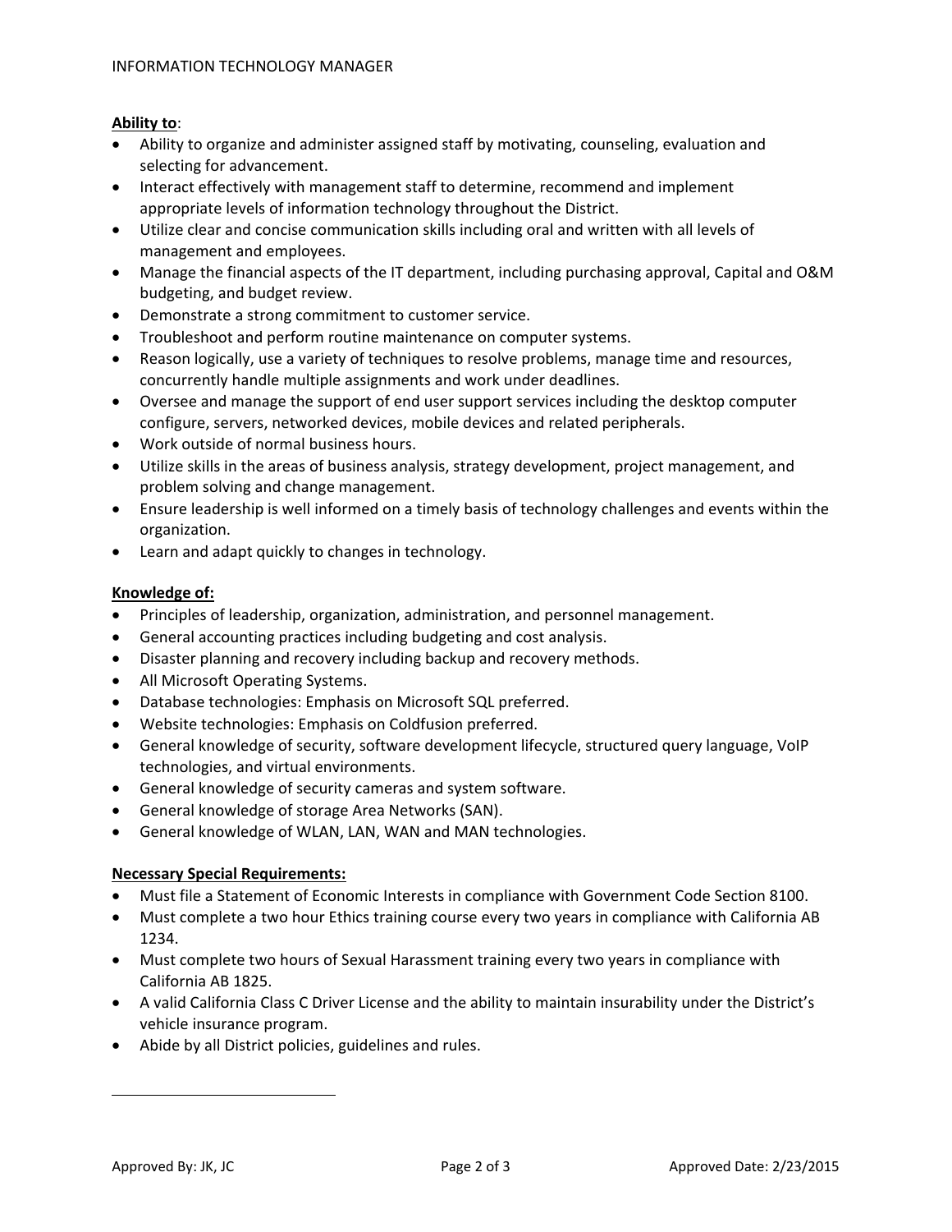**Ability to**:

- Ability to organize and administer assigned staff by motivating, counseling, evaluation and selecting for advancement.
- Interact effectively with management staff to determine, recommend and implement appropriate levels of information technology throughout the District.
- Utilize clear and concise communication skills including oral and written with all levels of management and employees.
- Manage the financial aspects of the IT department, including purchasing approval, Capital and O&M budgeting, and budget review.
- Demonstrate a strong commitment to customer service.
- Troubleshoot and perform routine maintenance on computer systems.
- Reason logically, use a variety of techniques to resolve problems, manage time and resources, concurrently handle multiple assignments and work under deadlines.
- Oversee and manage the support of end user support services including the desktop computer configure, servers, networked devices, mobile devices and related peripherals.
- Work outside of normal business hours.
- Utilize skills in the areas of business analysis, strategy development, project management, and problem solving and change management.
- Ensure leadership is well informed on a timely basis of technology challenges and events within the organization.
- Learn and adapt quickly to changes in technology.

**Knowledge of:**

- Principles of leadership, organization, administration, and personnel management.
- General accounting practices including budgeting and cost analysis.
- Disaster planning and recovery including backup and recovery methods.
- All Microsoft Operating Systems.
- Database technologies: Emphasis on Microsoft SQL preferred.
- Website technologies: Emphasis on Coldfusion preferred.
- General knowledge of security, software development lifecycle, structured query language, VoIP technologies, and virtual environments.
- General knowledge of security cameras and system software.
- General knowledge of storage Area Networks (SAN).
- General knowledge of WLAN, LAN, WAN and MAN technologies.

**Necessary Special Requirements:**

- Must file a Statement of Economic Interests in compliance with Government Code Section 8100.
- Must complete a two hour Ethics training course every two years in compliance with California AB 1234.
- Must complete two hours of Sexual Harassment training every two years in compliance with California AB 1825.
- A valid California Class C Driver License and the ability to maintain insurability under the District's vehicle insurance program.
- Abide by all District policies, guidelines and rules.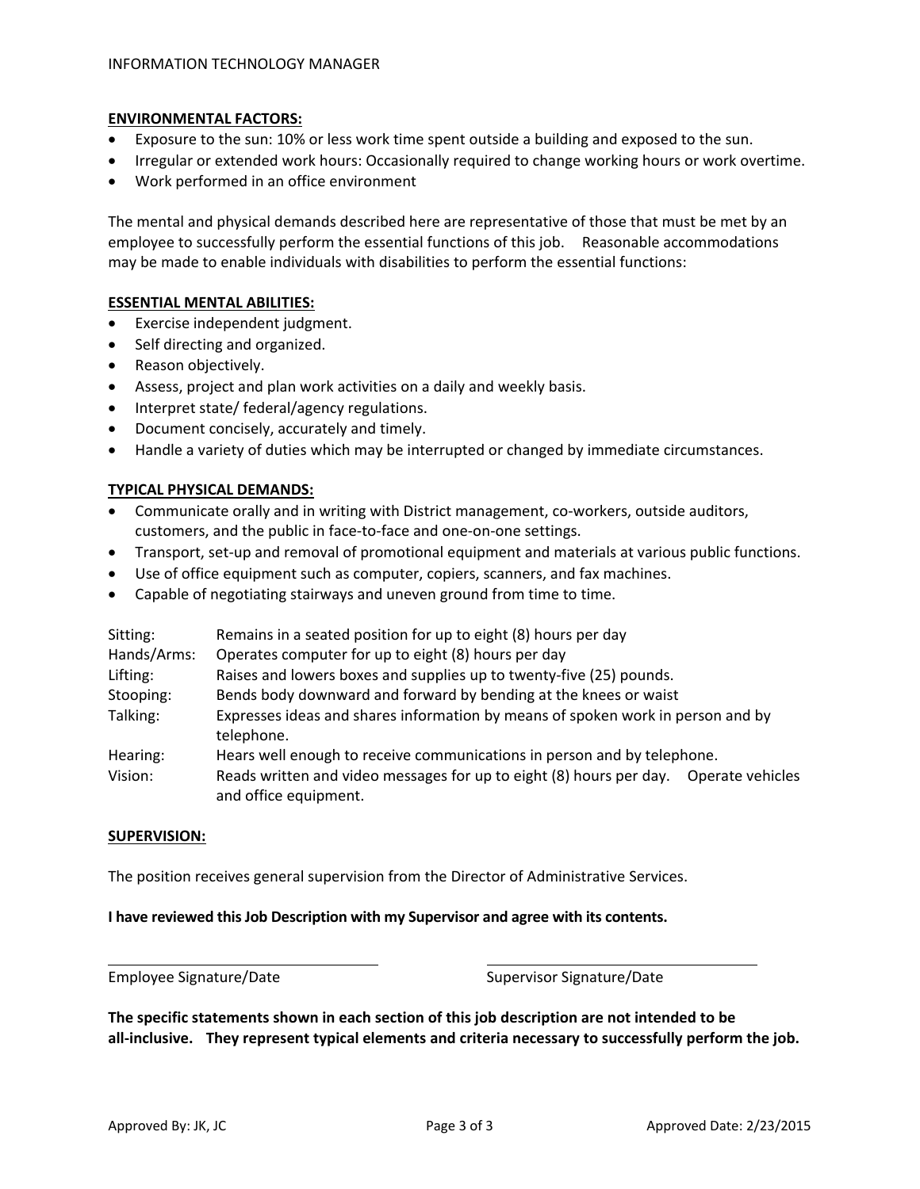**ENVIRONMENTAL FACTORS:**

- Exposure to the sun: 10% or less work time spent outside a building and exposed to the sun.
- Irregular or extended work hours: Occasionally required to change working hours or work overtime.
- Work performed in an office environment

The mental and physical demands described here are representative of those that must be met by an employee to successfully perform the essential functions of this job. Reasonable accommodations may be made to enable individuals with disabilities to perform the essential functions:

**ESSENTIAL MENTAL ABILITIES:**

- Exercise independent judgment.
- Self directing and organized.
- Reason objectively.
- Assess, project and plan work activities on a daily and weekly basis.
- Interpret state/ federal/agency regulations.
- Document concisely, accurately and timely.
- Handle a variety of duties which may be interrupted or changed by immediate circumstances.

**TYPICAL PHYSICAL DEMANDS:**

- Communicate orally and in writing with District management, co-workers, outside auditors, customers, and the public in face-to-face and one-on-one settings.
- Transport, set-up and removal of promotional equipment and materials at various public functions.
- Use of office equipment such as computer, copiers, scanners, and fax machines.
- Capable of negotiating stairways and uneven ground from time to time.

| | |
|---|---|
| Sitting: | Remains in a seated position for up to eight (8) hours per day |
| Hands/Arms: | Operates computer for up to eight (8) hours per day |
| Lifting: | Raises and lowers boxes and supplies up to twenty-five (25) pounds. |
| Stooping: | Bends body downward and forward by bending at the knees or waist |
| Talking: | Expresses ideas and shares information by means of spoken work in person and by telephone. |
| Hearing: | Hears well enough to receive communications in person and by telephone. |
| Vision: | Reads written and video messages for up to eight (8) hours per day. Operate vehicles and office equipment. |

**SUPERVISION:**

The position receives general supervision from the Director of Administrative Services.

**I have reviewed this Job Description with my Supervisor and agree with its contents.**

Employee Signature/Date

Supervisor Signature/Date

**The specific statements shown in each section of this job description are not intended to be all-inclusive. They represent typical elements and criteria necessary to successfully perform the job.**

Approved By: JK, JC

Approved Date: 2/23/2015